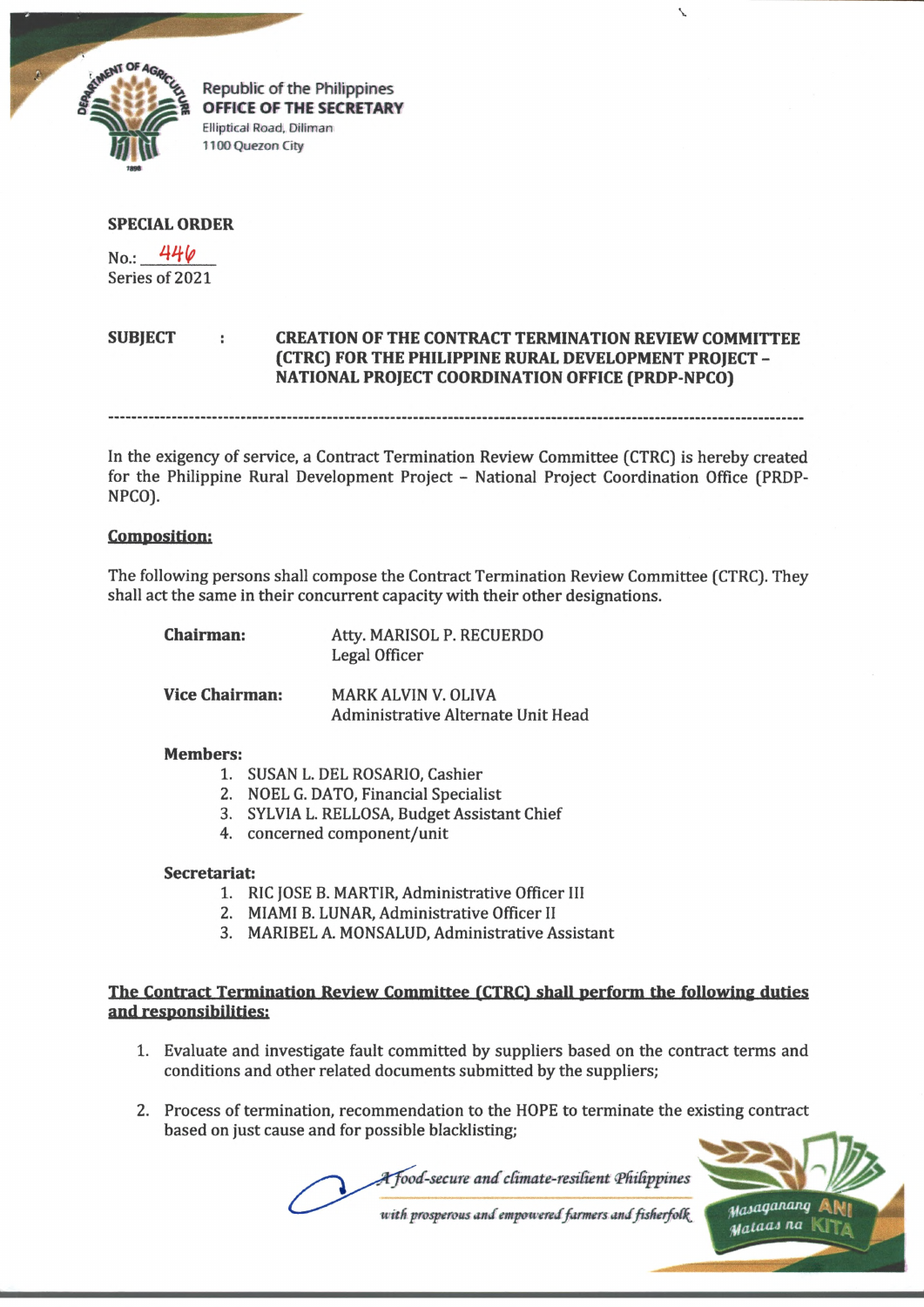Republic of the Philippines
**OFFICE OF THE SECRETARY**
Elliptical Road, Diliman
1100 Quezon City

**SPECIAL ORDER**

No.: 446
Series of 2021

**SUBJECT : CREATION OF THE CONTRACT TERMINATION REVIEW COMMITTEE (CTRC) FOR THE PHILIPPINE RURAL DEVELOPMENT PROJECT – NATIONAL PROJECT COORDINATION OFFICE (PRDP-NPCO)**

---

In the exigency of service, a Contract Termination Review Committee (CTRC) is hereby created for the Philippine Rural Development Project – National Project Coordination Office (PRDP-NPCO).

**Composition:**

The following persons shall compose the Contract Termination Review Committee (CTRC). They shall act the same in their concurrent capacity with their other designations.

**Chairman:** Atty. MARISOL P. RECUERDO
Legal Officer

**Vice Chairman:** MARK ALVIN V. OLIVA
Administrative Alternate Unit Head

**Members:**

1. SUSAN L. DEL ROSARIO, Cashier
2. NOEL G. DATO, Financial Specialist
3. SYLVIA L. RELLOSA, Budget Assistant Chief
4. concerned component/unit

**Secretariat:**

1. RIC JOSE B. MARTIR, Administrative Officer III
2. MIAMI B. LUNAR, Administrative Officer II
3. MARIBEL A. MONSALUD, Administrative Assistant

**The Contract Termination Review Committee (CTRC) shall perform the following duties and responsibilities:**

1. Evaluate and investigate fault committed by suppliers based on the contract terms and conditions and other related documents submitted by the suppliers;
2. Process of termination, recommendation to the HOPE to terminate the existing contract based on just cause and for possible blacklisting;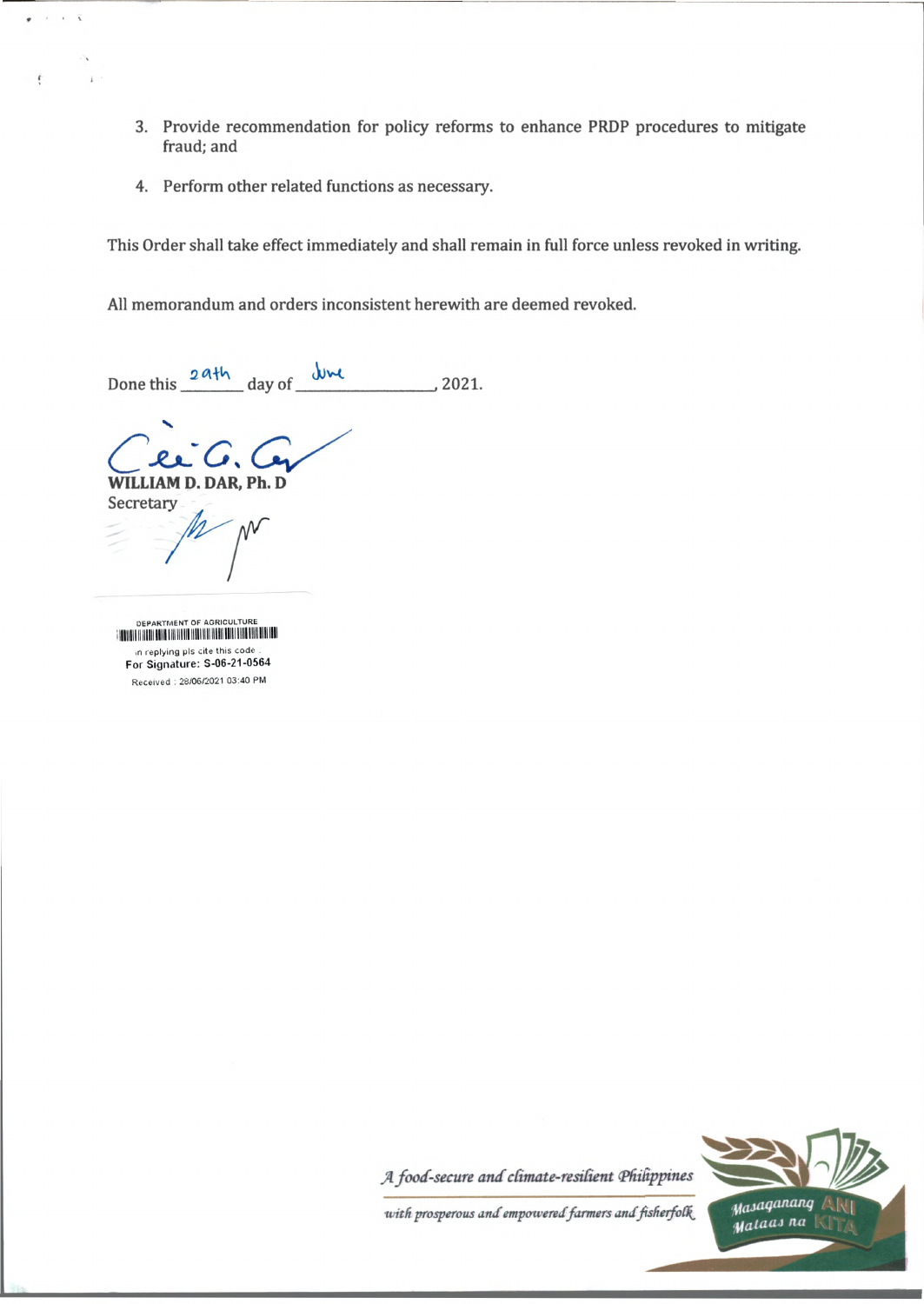3. Provide recommendation for policy reforms to enhance PRDP procedures to mitigate fraud; and

4. Perform other related functions as necessary.

This Order shall take effect immediately and shall remain in full force unless revoked in writing.

All memorandum and orders inconsistent herewith are deemed revoked.

Done this 29th day of June, 2021.

**WILLIAM D. DAR, Ph. D**
Secretary

DEPARTMENT OF AGRICULTURE
In replying pls cite this code :
For Signature: S-06-21-0564
Received : 28/06/2021 03:40 PM

*A food-secure and climate-resilient Philippines*
*with prosperous and empowered farmers and fisherfolk*

Masaganang ANI Mataas na KITA